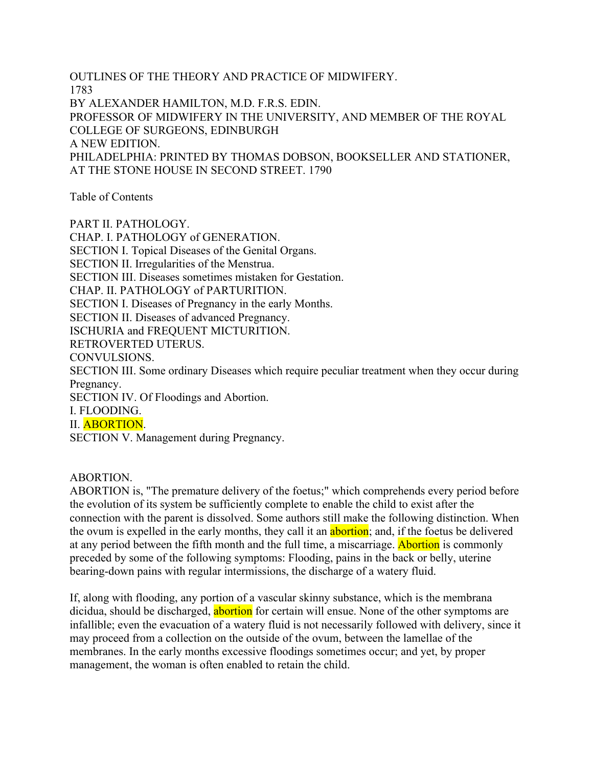# OUTLINES OF THE THEORY AND PRACTICE OF MIDWIFERY.

1783

BY ALEXANDER HAMILTON, M.D. F.R.S. EDIN.

PROFESSOR OF MIDWIFERY IN THE UNIVERSITY, AND MEMBER OF THE ROYAL COLLEGE OF SURGEONS, EDINBURGH

A NEW EDITION.

PHILADELPHIA: PRINTED BY THOMAS DOBSON, BOOKSELLER AND STATIONER, AT THE STONE HOUSE IN SECOND STREET. 1790

## Table of Contents

PART II. PATHOLOGY.
CHAP. I. PATHOLOGY of GENERATION.
SECTION I. Topical Diseases of the Genital Organs.
SECTION II. Irregularities of the Menstrua.
SECTION III. Diseases sometimes mistaken for Gestation.
CHAP. II. PATHOLOGY of PARTURITION.
SECTION I. Diseases of Pregnancy in the early Months.
SECTION II. Diseases of advanced Pregnancy.
ISCHURIA and FREQUENT MICTURITION.
RETROVERTED UTERUS.
CONVULSIONS.
SECTION III. Some ordinary Diseases which require peculiar treatment when they occur during Pregnancy.
SECTION IV. Of Floodings and Abortion.
I. FLOODING.
II. ABORTION.
SECTION V. Management during Pregnancy.

## ABORTION.

ABORTION is, "The premature delivery of the foetus;" which comprehends every period before the evolution of its system be sufficiently complete to enable the child to exist after the connection with the parent is dissolved. Some authors still make the following distinction. When the ovum is expelled in the early months, they call it an abortion; and, if the foetus be delivered at any period between the fifth month and the full time, a miscarriage. Abortion is commonly preceded by some of the following symptoms: Flooding, pains in the back or belly, uterine bearing-down pains with regular intermissions, the discharge of a watery fluid.

If, along with flooding, any portion of a vascular skinny substance, which is the membrana dicidua, should be discharged, abortion for certain will ensue. None of the other symptoms are infallible; even the evacuation of a watery fluid is not necessarily followed with delivery, since it may proceed from a collection on the outside of the ovum, between the lamellae of the membranes. In the early months excessive floodings sometimes occur; and yet, by proper management, the woman is often enabled to retain the child.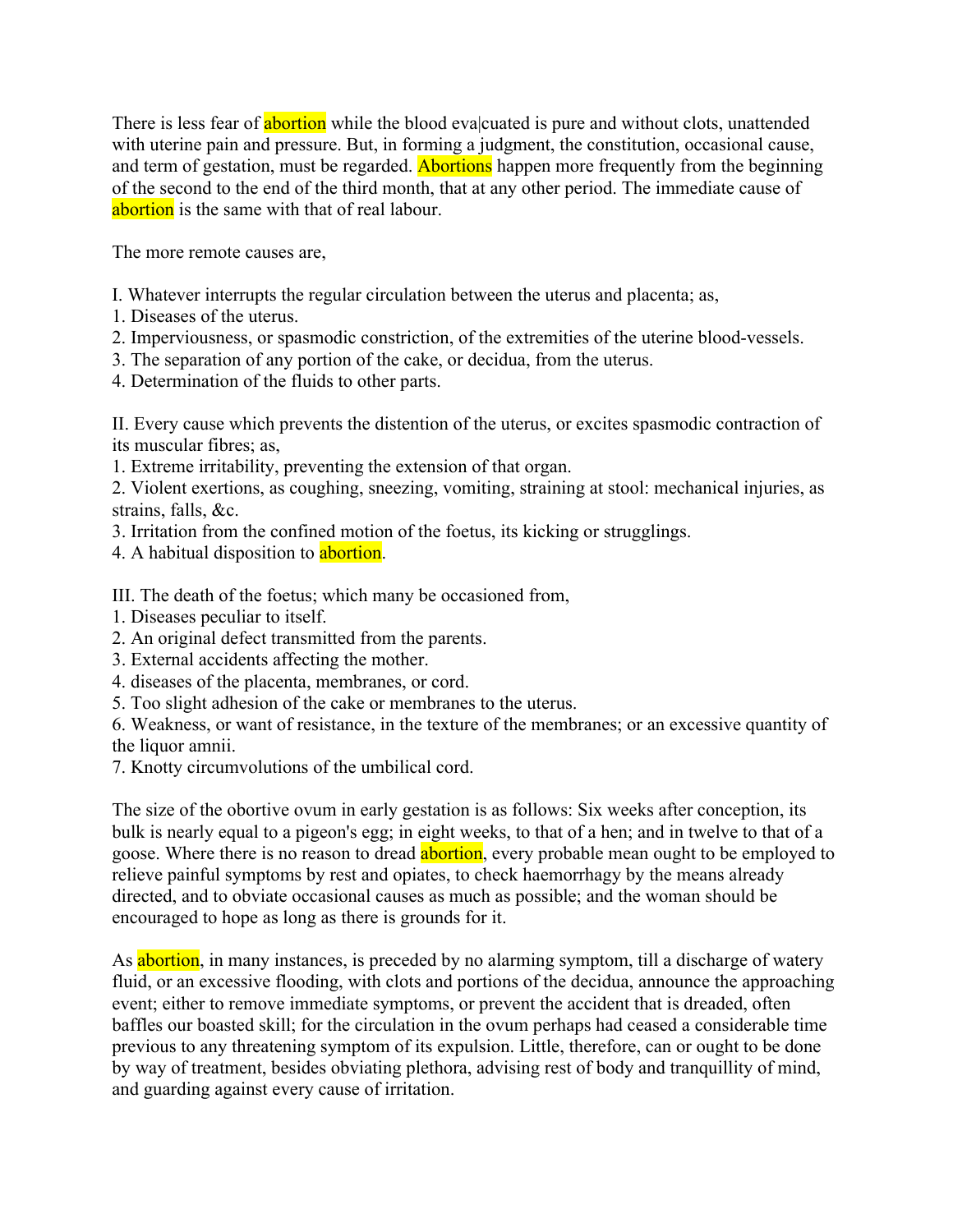There is less fear of abortion while the blood eva|cuated is pure and without clots, unattended with uterine pain and pressure. But, in forming a judgment, the constitution, occasional cause, and term of gestation, must be regarded. Abortions happen more frequently from the beginning of the second to the end of the third month, that at any other period. The immediate cause of abortion is the same with that of real labour.

The more remote causes are,

I. Whatever interrupts the regular circulation between the uterus and placenta; as,
1. Diseases of the uterus.
2. Imperviousness, or spasmodic constriction, of the extremities of the uterine blood-vessels.
3. The separation of any portion of the cake, or decidua, from the uterus.
4. Determination of the fluids to other parts.

II. Every cause which prevents the distention of the uterus, or excites spasmodic contraction of its muscular fibres; as,
1. Extreme irritability, preventing the extension of that organ.
2. Violent exertions, as coughing, sneezing, vomiting, straining at stool: mechanical injuries, as strains, falls, &c.
3. Irritation from the confined motion of the foetus, its kicking or strugglings.
4. A habitual disposition to abortion.

III. The death of the foetus; which many be occasioned from,
1. Diseases peculiar to itself.
2. An original defect transmitted from the parents.
3. External accidents affecting the mother.
4. diseases of the placenta, membranes, or cord.
5. Too slight adhesion of the cake or membranes to the uterus.
6. Weakness, or want of resistance, in the texture of the membranes; or an excessive quantity of the liquor amnii.
7. Knotty circumvolutions of the umbilical cord.

The size of the obortive ovum in early gestation is as follows: Six weeks after conception, its bulk is nearly equal to a pigeon's egg; in eight weeks, to that of a hen; and in twelve to that of a goose. Where there is no reason to dread abortion, every probable mean ought to be employed to relieve painful symptoms by rest and opiates, to check haemorrhagy by the means already directed, and to obviate occasional causes as much as possible; and the woman should be encouraged to hope as long as there is grounds for it.

As abortion, in many instances, is preceded by no alarming symptom, till a discharge of watery fluid, or an excessive flooding, with clots and portions of the decidua, announce the approaching event; either to remove immediate symptoms, or prevent the accident that is dreaded, often baffles our boasted skill; for the circulation in the ovum perhaps had ceased a considerable time previous to any threatening symptom of its expulsion. Little, therefore, can or ought to be done by way of treatment, besides obviating plethora, advising rest of body and tranquillity of mind, and guarding against every cause of irritation.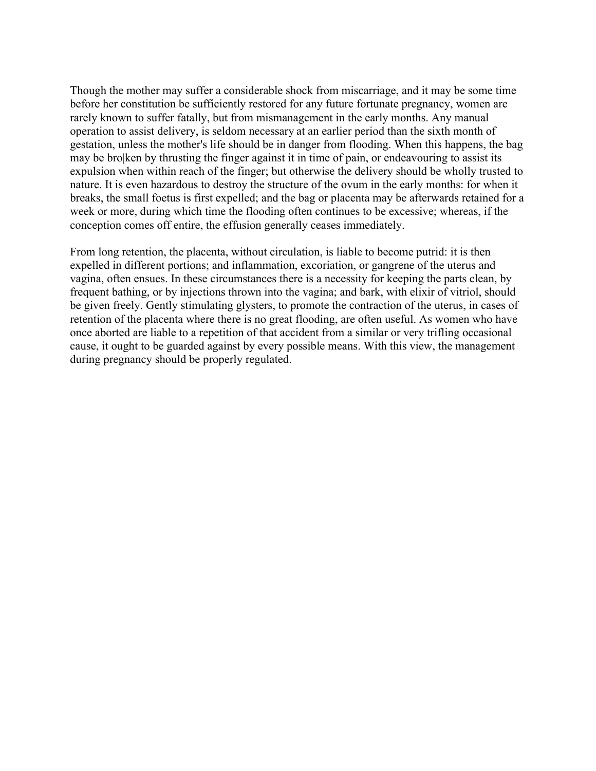Though the mother may suffer a considerable shock from miscarriage, and it may be some time before her constitution be sufficiently restored for any future fortunate pregnancy, women are rarely known to suffer fatally, but from mismanagement in the early months. Any manual operation to assist delivery, is seldom necessary at an earlier period than the sixth month of gestation, unless the mother's life should be in danger from flooding. When this happens, the bag may be bro|ken by thrusting the finger against it in time of pain, or endeavouring to assist its expulsion when within reach of the finger; but otherwise the delivery should be wholly trusted to nature. It is even hazardous to destroy the structure of the ovum in the early months: for when it breaks, the small foetus is first expelled; and the bag or placenta may be afterwards retained for a week or more, during which time the flooding often continues to be excessive; whereas, if the conception comes off entire, the effusion generally ceases immediately.

From long retention, the placenta, without circulation, is liable to become putrid: it is then expelled in different portions; and inflammation, excoriation, or gangrene of the uterus and vagina, often ensues. In these circumstances there is a necessity for keeping the parts clean, by frequent bathing, or by injections thrown into the vagina; and bark, with elixir of vitriol, should be given freely. Gently stimulating glysters, to promote the contraction of the uterus, in cases of retention of the placenta where there is no great flooding, are often useful. As women who have once aborted are liable to a repetition of that accident from a similar or very trifling occasional cause, it ought to be guarded against by every possible means. With this view, the management during pregnancy should be properly regulated.